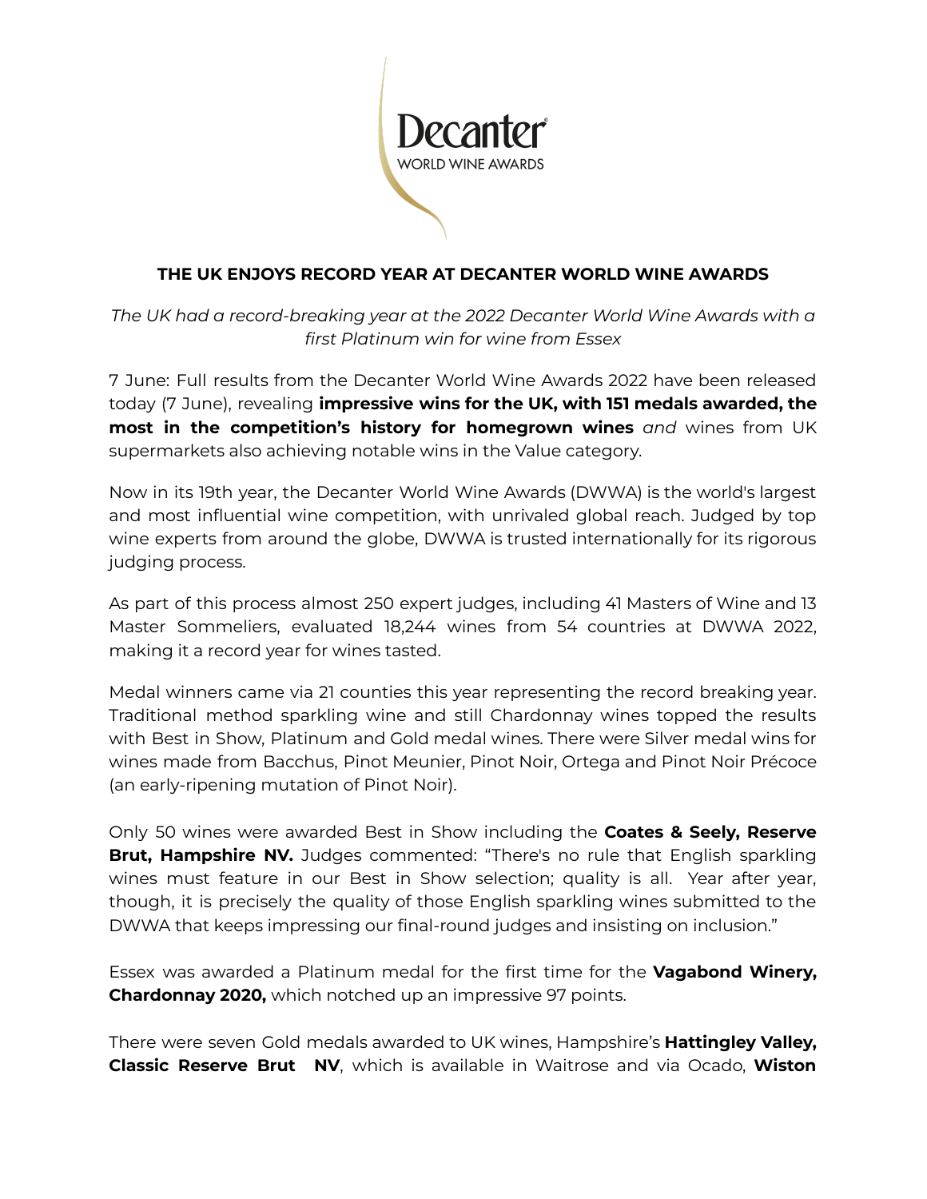Decanter
WORLD WINE AWARDS

# THE UK ENJOYS RECORD YEAR AT DECANTER WORLD WINE AWARDS

*The UK had a record-breaking year at the 2022 Decanter World Wine Awards with a first Platinum win for wine from Essex*

7 June: Full results from the Decanter World Wine Awards 2022 have been released today (7 June), revealing **impressive wins for the UK, with 151 medals awarded, the most in the competition's history for homegrown wines** *and* wines from UK supermarkets also achieving notable wins in the Value category.

Now in its 19th year, the Decanter World Wine Awards (DWWA) is the world's largest and most influential wine competition, with unrivaled global reach. Judged by top wine experts from around the globe, DWWA is trusted internationally for its rigorous judging process.

As part of this process almost 250 expert judges, including 41 Masters of Wine and 13 Master Sommeliers, evaluated 18,244 wines from 54 countries at DWWA 2022, making it a record year for wines tasted.

Medal winners came via 21 counties this year representing the record breaking year. Traditional method sparkling wine and still Chardonnay wines topped the results with Best in Show, Platinum and Gold medal wines. There were Silver medal wins for wines made from Bacchus, Pinot Meunier, Pinot Noir, Ortega and Pinot Noir Précoce (an early-ripening mutation of Pinot Noir).

Only 50 wines were awarded Best in Show including the **Coates & Seely, Reserve Brut, Hampshire NV.** Judges commented: "There's no rule that English sparkling wines must feature in our Best in Show selection; quality is all. Year after year, though, it is precisely the quality of those English sparkling wines submitted to the DWWA that keeps impressing our final-round judges and insisting on inclusion."

Essex was awarded a Platinum medal for the first time for the **Vagabond Winery, Chardonnay 2020,** which notched up an impressive 97 points.

There were seven Gold medals awarded to UK wines, Hampshire's **Hattingley Valley, Classic Reserve Brut NV**, which is available in Waitrose and via Ocado, **Wiston**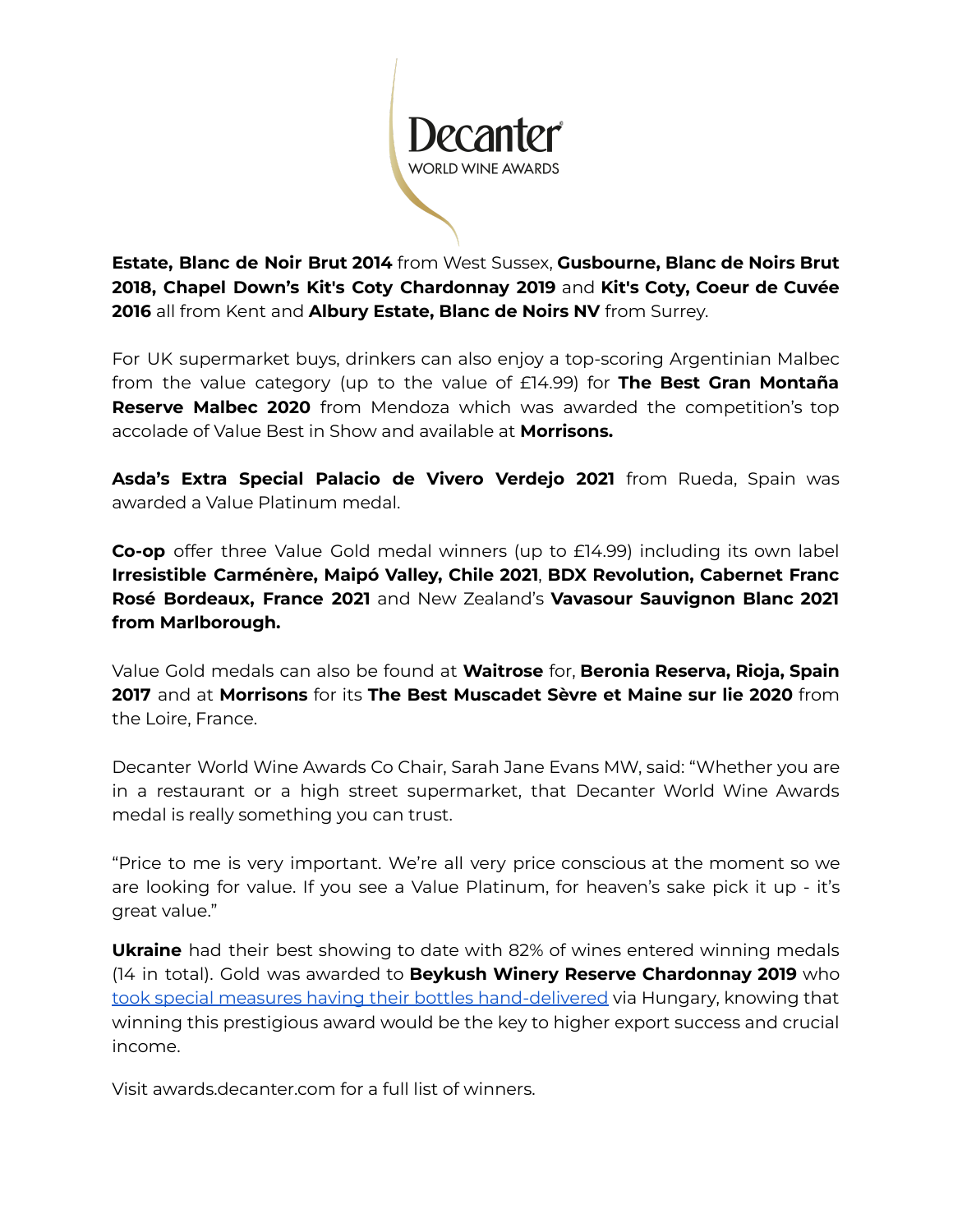**Estate, Blanc de Noir Brut 2014** from West Sussex, **Gusbourne, Blanc de Noirs Brut 2018, Chapel Down's Kit's Coty Chardonnay 2019** and **Kit's Coty, Coeur de Cuvée 2016** all from Kent and **Albury Estate, Blanc de Noirs NV** from Surrey.

For UK supermarket buys, drinkers can also enjoy a top-scoring Argentinian Malbec from the value category (up to the value of £14.99) for **The Best Gran Montaña Reserve Malbec 2020** from Mendoza which was awarded the competition's top accolade of Value Best in Show and available at **Morrisons.**

**Asda's Extra Special Palacio de Vivero Verdejo 2021** from Rueda, Spain was awarded a Value Platinum medal.

**Co-op** offer three Value Gold medal winners (up to £14.99) including its own label **Irresistible Carménère, Maipó Valley, Chile 2021**, **BDX Revolution, Cabernet Franc Rosé Bordeaux, France 2021** and New Zealand's **Vavasour Sauvignon Blanc 2021 from Marlborough.**

Value Gold medals can also be found at **Waitrose** for, **Beronia Reserva, Rioja, Spain 2017** and at **Morrisons** for its **The Best Muscadet Sèvre et Maine sur lie 2020** from the Loire, France.

Decanter World Wine Awards Co Chair, Sarah Jane Evans MW, said: "Whether you are in a restaurant or a high street supermarket, that Decanter World Wine Awards medal is really something you can trust.

"Price to me is very important. We're all very price conscious at the moment so we are looking for value. If you see a Value Platinum, for heaven's sake pick it up - it's great value."

**Ukraine** had their best showing to date with 82% of wines entered winning medals (14 in total). Gold was awarded to **Beykush Winery Reserve Chardonnay 2019** who took special measures having their bottles hand-delivered via Hungary, knowing that winning this prestigious award would be the key to higher export success and crucial income.

Visit awards.decanter.com for a full list of winners.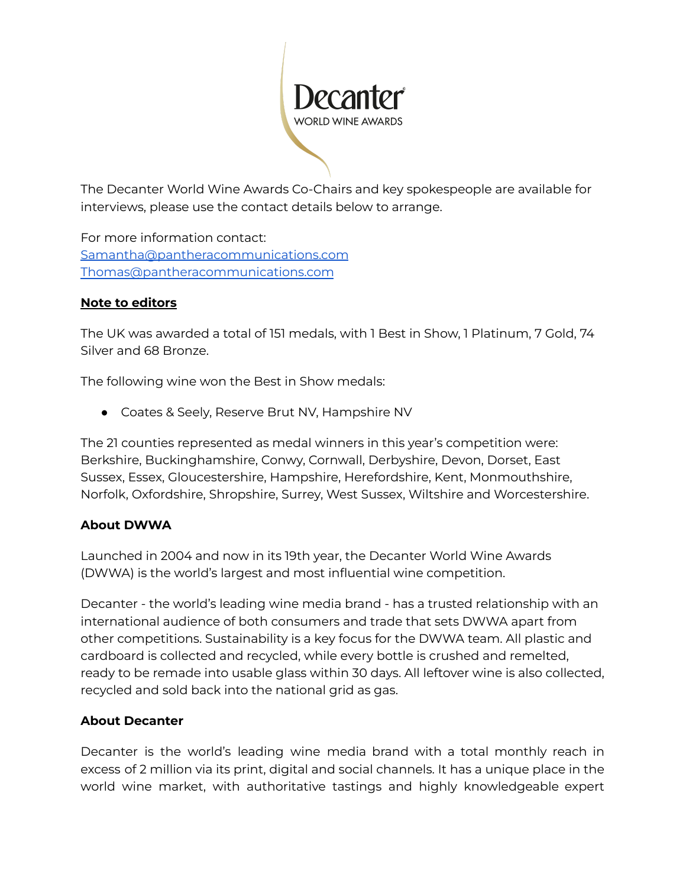The Decanter World Wine Awards Co-Chairs and key spokespeople are available for interviews, please use the contact details below to arrange.

For more information contact:
[Samantha@pantheracommunications.com](mailto:Samantha@pantheracommunications.com)
[Thomas@pantheracommunications.com](mailto:Thomas@pantheracommunications.com)

**Note to editors**

The UK was awarded a total of 151 medals, with 1 Best in Show, 1 Platinum, 7 Gold, 74 Silver and 68 Bronze.

The following wine won the Best in Show medals:

- Coates & Seely, Reserve Brut NV, Hampshire NV

The 21 counties represented as medal winners in this year's competition were: Berkshire, Buckinghamshire, Conwy, Cornwall, Derbyshire, Devon, Dorset, East Sussex, Essex, Gloucestershire, Hampshire, Herefordshire, Kent, Monmouthshire, Norfolk, Oxfordshire, Shropshire, Surrey, West Sussex, Wiltshire and Worcestershire.

**About DWWA**

Launched in 2004 and now in its 19th year, the Decanter World Wine Awards (DWWA) is the world's largest and most influential wine competition.

Decanter - the world's leading wine media brand - has a trusted relationship with an international audience of both consumers and trade that sets DWWA apart from other competitions. Sustainability is a key focus for the DWWA team. All plastic and cardboard is collected and recycled, while every bottle is crushed and remelted, ready to be remade into usable glass within 30 days. All leftover wine is also collected, recycled and sold back into the national grid as gas.

**About Decanter**

Decanter is the world's leading wine media brand with a total monthly reach in excess of 2 million via its print, digital and social channels. It has a unique place in the world wine market, with authoritative tastings and highly knowledgeable expert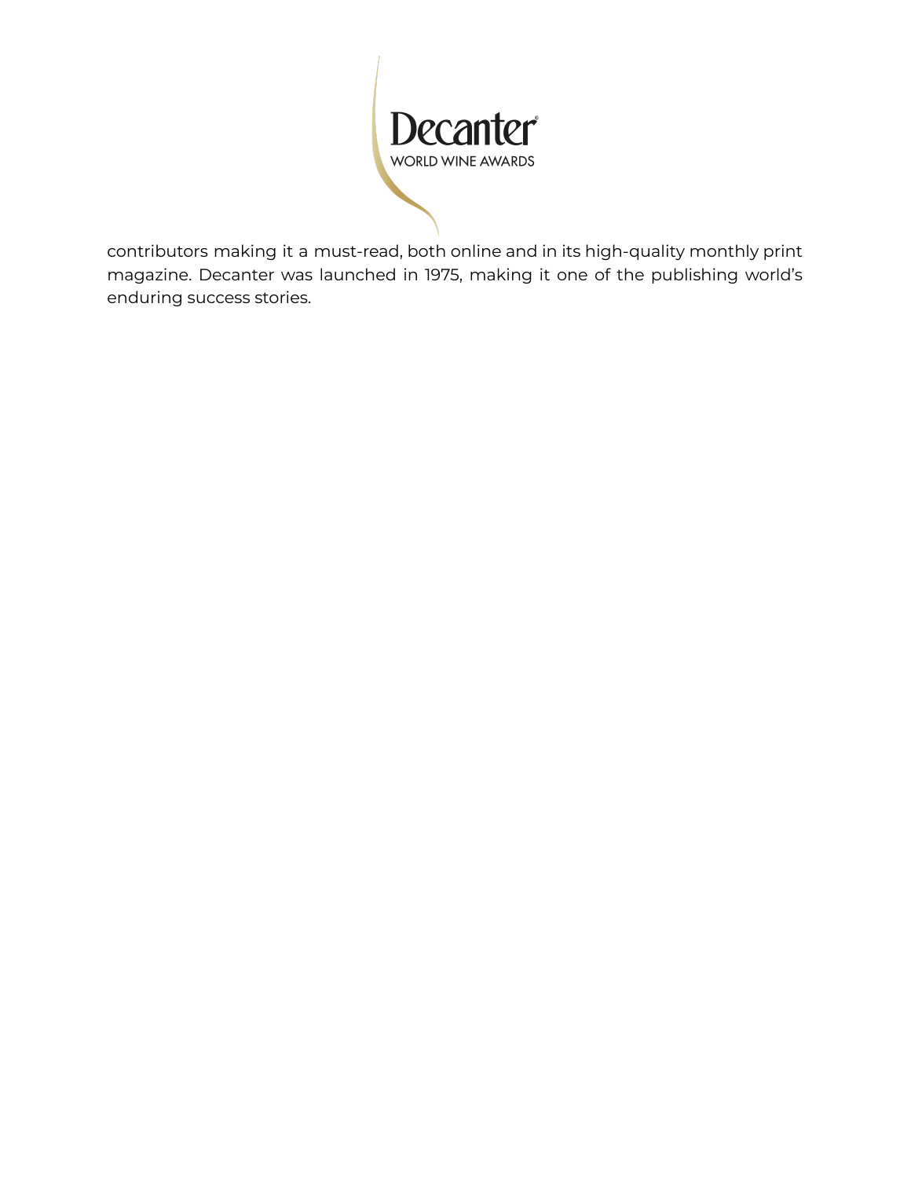contributors making it a must-read, both online and in its high-quality monthly print magazine. Decanter was launched in 1975, making it one of the publishing world's enduring success stories.